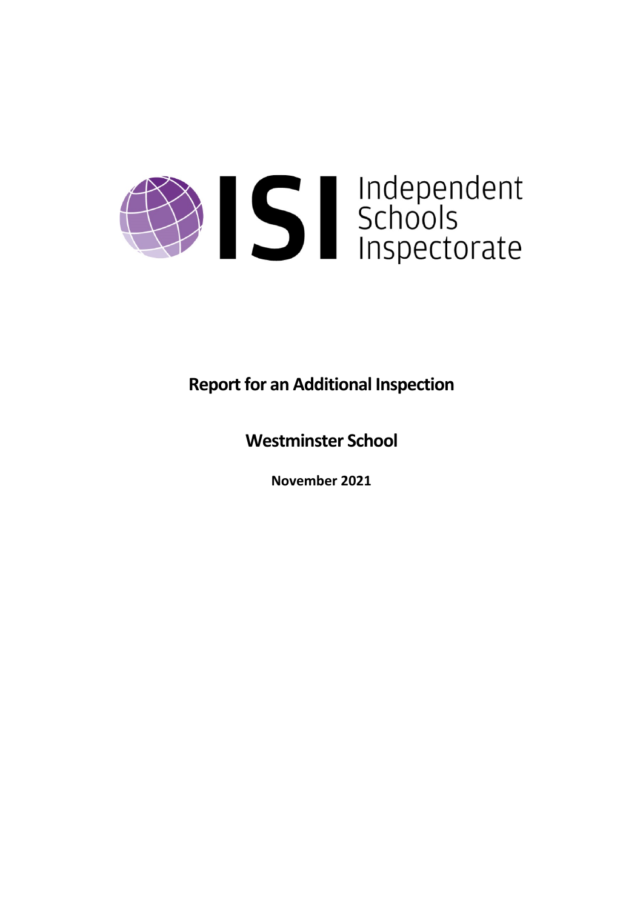Independent Schools Inspectorate

# Report for an Additional Inspection

## Westminster School

**November 2021**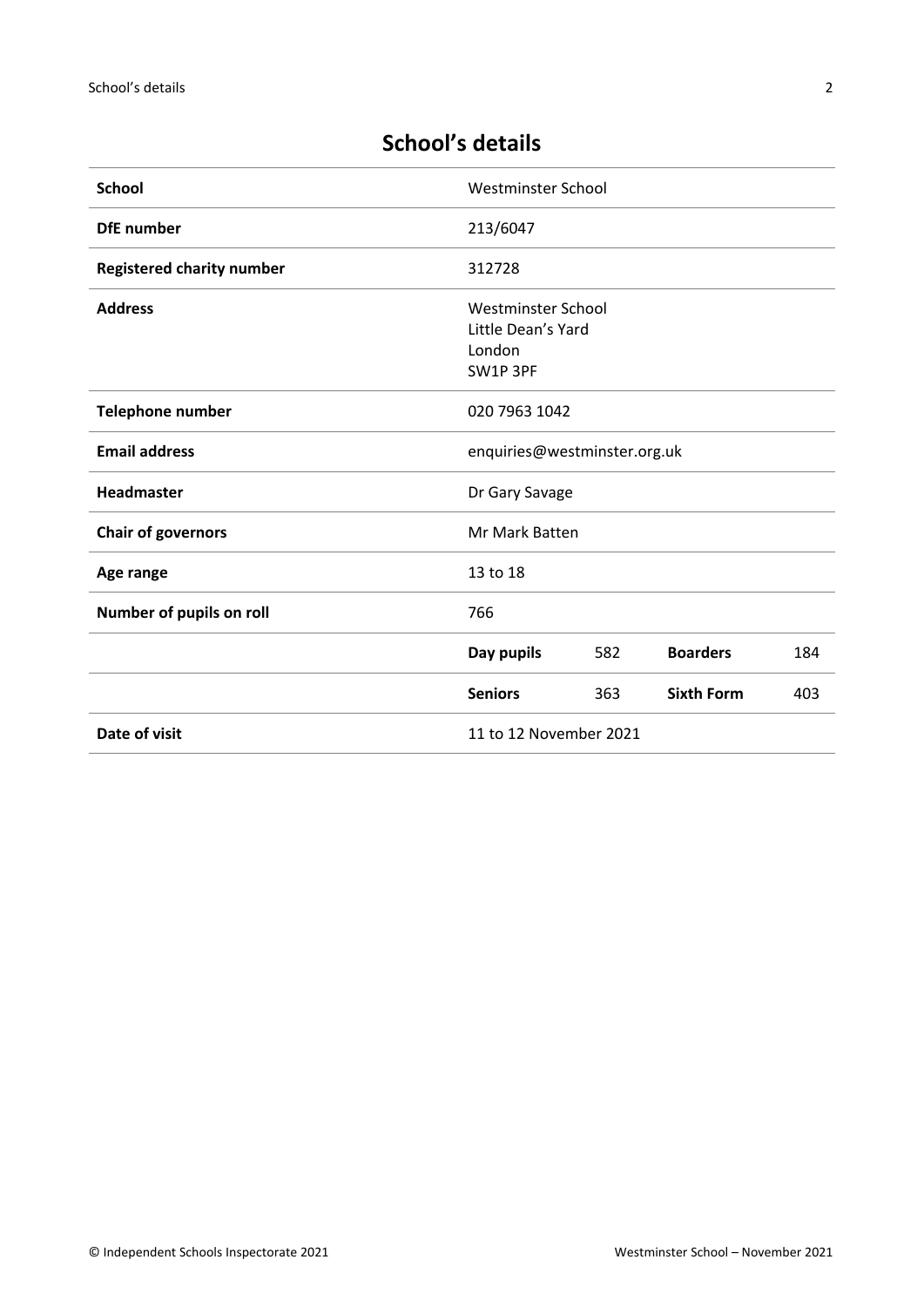## School's details

| | | | | |
|---|---|---|---|---|
| **School** | Westminster School | | | |
| **DfE number** | 213/6047 | | | |
| **Registered charity number** | 312728 | | | |
| **Address** | Westminster School<br>Little Dean's Yard<br>London<br>SW1P 3PF | | | |
| **Telephone number** | 020 7963 1042 | | | |
| **Email address** | enquiries@westminster.org.uk | | | |
| **Headmaster** | Dr Gary Savage | | | |
| **Chair of governors** | Mr Mark Batten | | | |
| **Age range** | 13 to 18 | | | |
| **Number of pupils on roll** | 766 | | | |
| | **Day pupils** | 582 | **Boarders** | 184 |
| | **Seniors** | 363 | **Sixth Form** | 403 |
| **Date of visit** | 11 to 12 November 2021 | | | |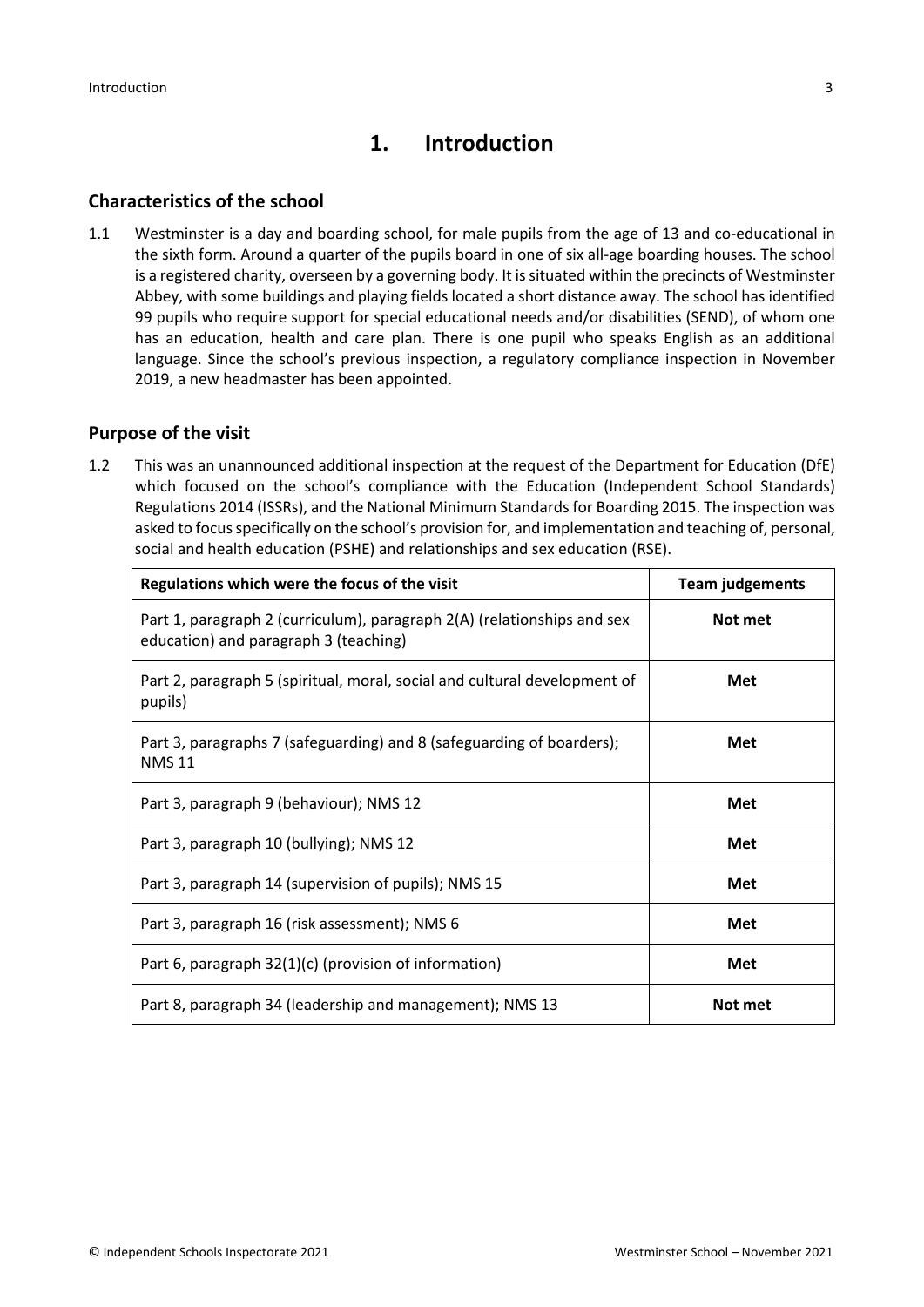# 1. Introduction

## Characteristics of the school

1.1 Westminster is a day and boarding school, for male pupils from the age of 13 and co-educational in the sixth form. Around a quarter of the pupils board in one of six all-age boarding houses. The school is a registered charity, overseen by a governing body. It is situated within the precincts of Westminster Abbey, with some buildings and playing fields located a short distance away. The school has identified 99 pupils who require support for special educational needs and/or disabilities (SEND), of whom one has an education, health and care plan. There is one pupil who speaks English as an additional language. Since the school's previous inspection, a regulatory compliance inspection in November 2019, a new headmaster has been appointed.

## Purpose of the visit

1.2 This was an unannounced additional inspection at the request of the Department for Education (DfE) which focused on the school's compliance with the Education (Independent School Standards) Regulations 2014 (ISSRs), and the National Minimum Standards for Boarding 2015. The inspection was asked to focus specifically on the school's provision for, and implementation and teaching of, personal, social and health education (PSHE) and relationships and sex education (RSE).

| Regulations which were the focus of the visit | Team judgements |
|---|---|
| Part 1, paragraph 2 (curriculum), paragraph 2(A) (relationships and sex education) and paragraph 3 (teaching) | **Not met** |
| Part 2, paragraph 5 (spiritual, moral, social and cultural development of pupils) | **Met** |
| Part 3, paragraphs 7 (safeguarding) and 8 (safeguarding of boarders); NMS 11 | **Met** |
| Part 3, paragraph 9 (behaviour); NMS 12 | **Met** |
| Part 3, paragraph 10 (bullying); NMS 12 | **Met** |
| Part 3, paragraph 14 (supervision of pupils); NMS 15 | **Met** |
| Part 3, paragraph 16 (risk assessment); NMS 6 | **Met** |
| Part 6, paragraph 32(1)(c) (provision of information) | **Met** |
| Part 8, paragraph 34 (leadership and management); NMS 13 | **Not met** |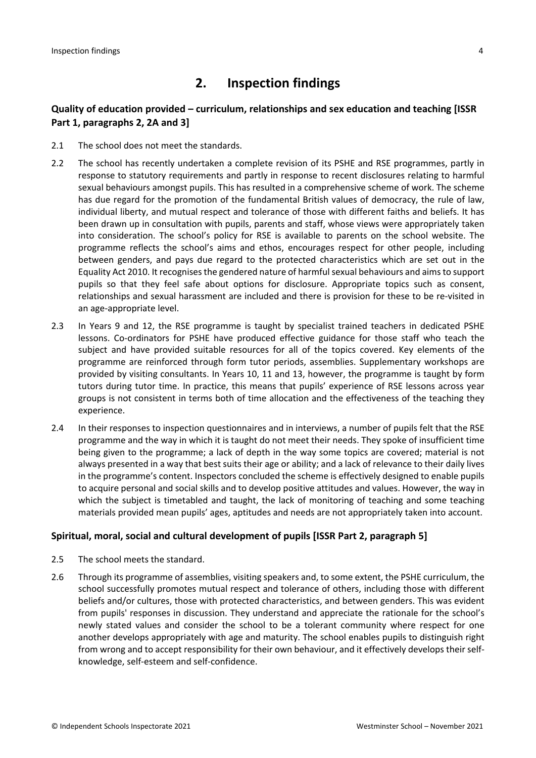## 2. Inspection findings

### Quality of education provided – curriculum, relationships and sex education and teaching [ISSR Part 1, paragraphs 2, 2A and 3]

2.1 The school does not meet the standards.

2.2 The school has recently undertaken a complete revision of its PSHE and RSE programmes, partly in response to statutory requirements and partly in response to recent disclosures relating to harmful sexual behaviours amongst pupils. This has resulted in a comprehensive scheme of work. The scheme has due regard for the promotion of the fundamental British values of democracy, the rule of law, individual liberty, and mutual respect and tolerance of those with different faiths and beliefs. It has been drawn up in consultation with pupils, parents and staff, whose views were appropriately taken into consideration. The school's policy for RSE is available to parents on the school website. The programme reflects the school's aims and ethos, encourages respect for other people, including between genders, and pays due regard to the protected characteristics which are set out in the Equality Act 2010. It recognises the gendered nature of harmful sexual behaviours and aims to support pupils so that they feel safe about options for disclosure. Appropriate topics such as consent, relationships and sexual harassment are included and there is provision for these to be re-visited in an age-appropriate level.

2.3 In Years 9 and 12, the RSE programme is taught by specialist trained teachers in dedicated PSHE lessons. Co-ordinators for PSHE have produced effective guidance for those staff who teach the subject and have provided suitable resources for all of the topics covered. Key elements of the programme are reinforced through form tutor periods, assemblies. Supplementary workshops are provided by visiting consultants. In Years 10, 11 and 13, however, the programme is taught by form tutors during tutor time. In practice, this means that pupils' experience of RSE lessons across year groups is not consistent in terms both of time allocation and the effectiveness of the teaching they experience.

2.4 In their responses to inspection questionnaires and in interviews, a number of pupils felt that the RSE programme and the way in which it is taught do not meet their needs. They spoke of insufficient time being given to the programme; a lack of depth in the way some topics are covered; material is not always presented in a way that best suits their age or ability; and a lack of relevance to their daily lives in the programme's content. Inspectors concluded the scheme is effectively designed to enable pupils to acquire personal and social skills and to develop positive attitudes and values. However, the way in which the subject is timetabled and taught, the lack of monitoring of teaching and some teaching materials provided mean pupils' ages, aptitudes and needs are not appropriately taken into account.

### Spiritual, moral, social and cultural development of pupils [ISSR Part 2, paragraph 5]

2.5 The school meets the standard.

2.6 Through its programme of assemblies, visiting speakers and, to some extent, the PSHE curriculum, the school successfully promotes mutual respect and tolerance of others, including those with different beliefs and/or cultures, those with protected characteristics, and between genders. This was evident from pupils' responses in discussion. They understand and appreciate the rationale for the school's newly stated values and consider the school to be a tolerant community where respect for one another develops appropriately with age and maturity. The school enables pupils to distinguish right from wrong and to accept responsibility for their own behaviour, and it effectively develops their self-knowledge, self-esteem and self-confidence.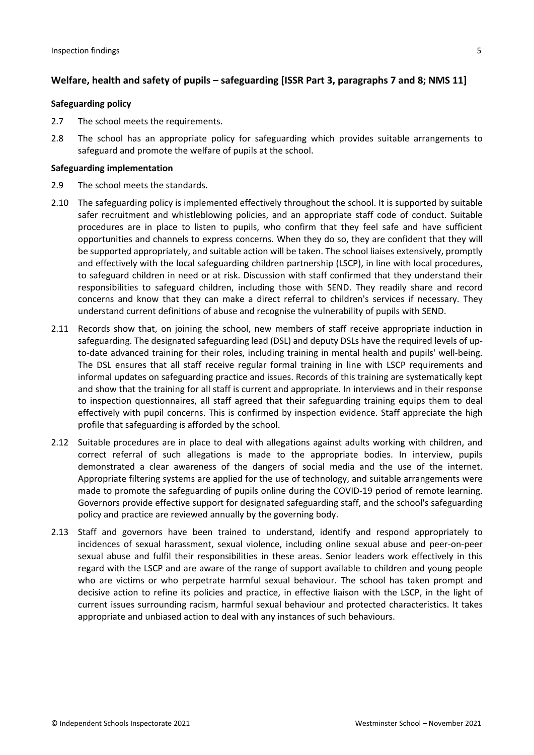## Welfare, health and safety of pupils – safeguarding [ISSR Part 3, paragraphs 7 and 8; NMS 11]

### Safeguarding policy

2.7 The school meets the requirements.

2.8 The school has an appropriate policy for safeguarding which provides suitable arrangements to safeguard and promote the welfare of pupils at the school.

### Safeguarding implementation

2.9 The school meets the standards.

2.10 The safeguarding policy is implemented effectively throughout the school. It is supported by suitable safer recruitment and whistleblowing policies, and an appropriate staff code of conduct. Suitable procedures are in place to listen to pupils, who confirm that they feel safe and have sufficient opportunities and channels to express concerns. When they do so, they are confident that they will be supported appropriately, and suitable action will be taken. The school liaises extensively, promptly and effectively with the local safeguarding children partnership (LSCP), in line with local procedures, to safeguard children in need or at risk. Discussion with staff confirmed that they understand their responsibilities to safeguard children, including those with SEND. They readily share and record concerns and know that they can make a direct referral to children's services if necessary. They understand current definitions of abuse and recognise the vulnerability of pupils with SEND.

2.11 Records show that, on joining the school, new members of staff receive appropriate induction in safeguarding. The designated safeguarding lead (DSL) and deputy DSLs have the required levels of up-to-date advanced training for their roles, including training in mental health and pupils' well-being. The DSL ensures that all staff receive regular formal training in line with LSCP requirements and informal updates on safeguarding practice and issues. Records of this training are systematically kept and show that the training for all staff is current and appropriate. In interviews and in their response to inspection questionnaires, all staff agreed that their safeguarding training equips them to deal effectively with pupil concerns. This is confirmed by inspection evidence. Staff appreciate the high profile that safeguarding is afforded by the school.

2.12 Suitable procedures are in place to deal with allegations against adults working with children, and correct referral of such allegations is made to the appropriate bodies. In interview, pupils demonstrated a clear awareness of the dangers of social media and the use of the internet. Appropriate filtering systems are applied for the use of technology, and suitable arrangements were made to promote the safeguarding of pupils online during the COVID-19 period of remote learning. Governors provide effective support for designated safeguarding staff, and the school's safeguarding policy and practice are reviewed annually by the governing body.

2.13 Staff and governors have been trained to understand, identify and respond appropriately to incidences of sexual harassment, sexual violence, including online sexual abuse and peer-on-peer sexual abuse and fulfil their responsibilities in these areas. Senior leaders work effectively in this regard with the LSCP and are aware of the range of support available to children and young people who are victims or who perpetrate harmful sexual behaviour. The school has taken prompt and decisive action to refine its policies and practice, in effective liaison with the LSCP, in the light of current issues surrounding racism, harmful sexual behaviour and protected characteristics. It takes appropriate and unbiased action to deal with any instances of such behaviours.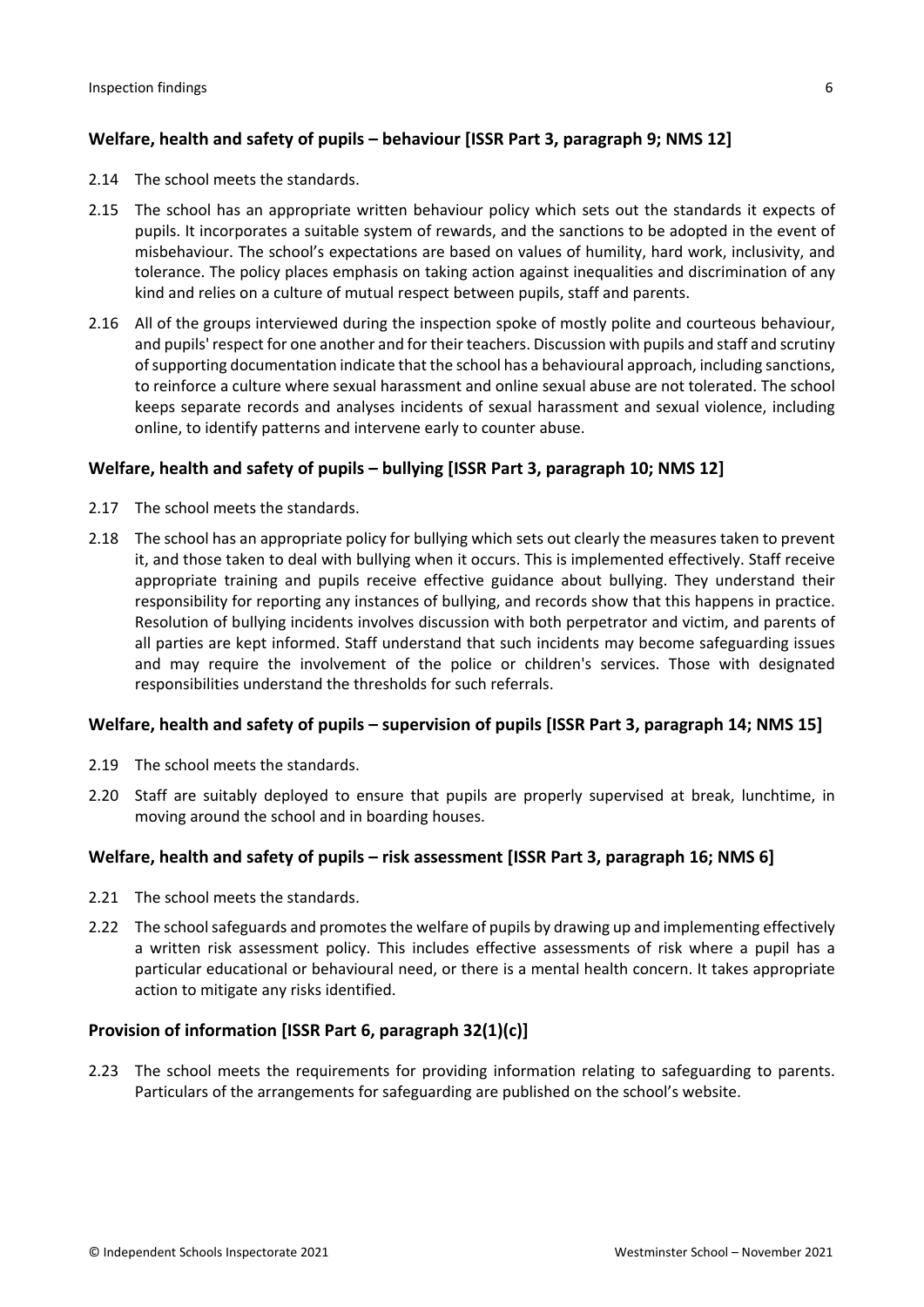### Welfare, health and safety of pupils – behaviour [ISSR Part 3, paragraph 9; NMS 12]

2.14 The school meets the standards.

2.15 The school has an appropriate written behaviour policy which sets out the standards it expects of pupils. It incorporates a suitable system of rewards, and the sanctions to be adopted in the event of misbehaviour. The school's expectations are based on values of humility, hard work, inclusivity, and tolerance. The policy places emphasis on taking action against inequalities and discrimination of any kind and relies on a culture of mutual respect between pupils, staff and parents.

2.16 All of the groups interviewed during the inspection spoke of mostly polite and courteous behaviour, and pupils' respect for one another and for their teachers. Discussion with pupils and staff and scrutiny of supporting documentation indicate that the school has a behavioural approach, including sanctions, to reinforce a culture where sexual harassment and online sexual abuse are not tolerated. The school keeps separate records and analyses incidents of sexual harassment and sexual violence, including online, to identify patterns and intervene early to counter abuse.

### Welfare, health and safety of pupils – bullying [ISSR Part 3, paragraph 10; NMS 12]

2.17 The school meets the standards.

2.18 The school has an appropriate policy for bullying which sets out clearly the measures taken to prevent it, and those taken to deal with bullying when it occurs. This is implemented effectively. Staff receive appropriate training and pupils receive effective guidance about bullying. They understand their responsibility for reporting any instances of bullying, and records show that this happens in practice. Resolution of bullying incidents involves discussion with both perpetrator and victim, and parents of all parties are kept informed. Staff understand that such incidents may become safeguarding issues and may require the involvement of the police or children's services. Those with designated responsibilities understand the thresholds for such referrals.

### Welfare, health and safety of pupils – supervision of pupils [ISSR Part 3, paragraph 14; NMS 15]

2.19 The school meets the standards.

2.20 Staff are suitably deployed to ensure that pupils are properly supervised at break, lunchtime, in moving around the school and in boarding houses.

### Welfare, health and safety of pupils – risk assessment [ISSR Part 3, paragraph 16; NMS 6]

2.21 The school meets the standards.

2.22 The school safeguards and promotes the welfare of pupils by drawing up and implementing effectively a written risk assessment policy. This includes effective assessments of risk where a pupil has a particular educational or behavioural need, or there is a mental health concern. It takes appropriate action to mitigate any risks identified.

### Provision of information [ISSR Part 6, paragraph 32(1)(c)]

2.23 The school meets the requirements for providing information relating to safeguarding to parents. Particulars of the arrangements for safeguarding are published on the school's website.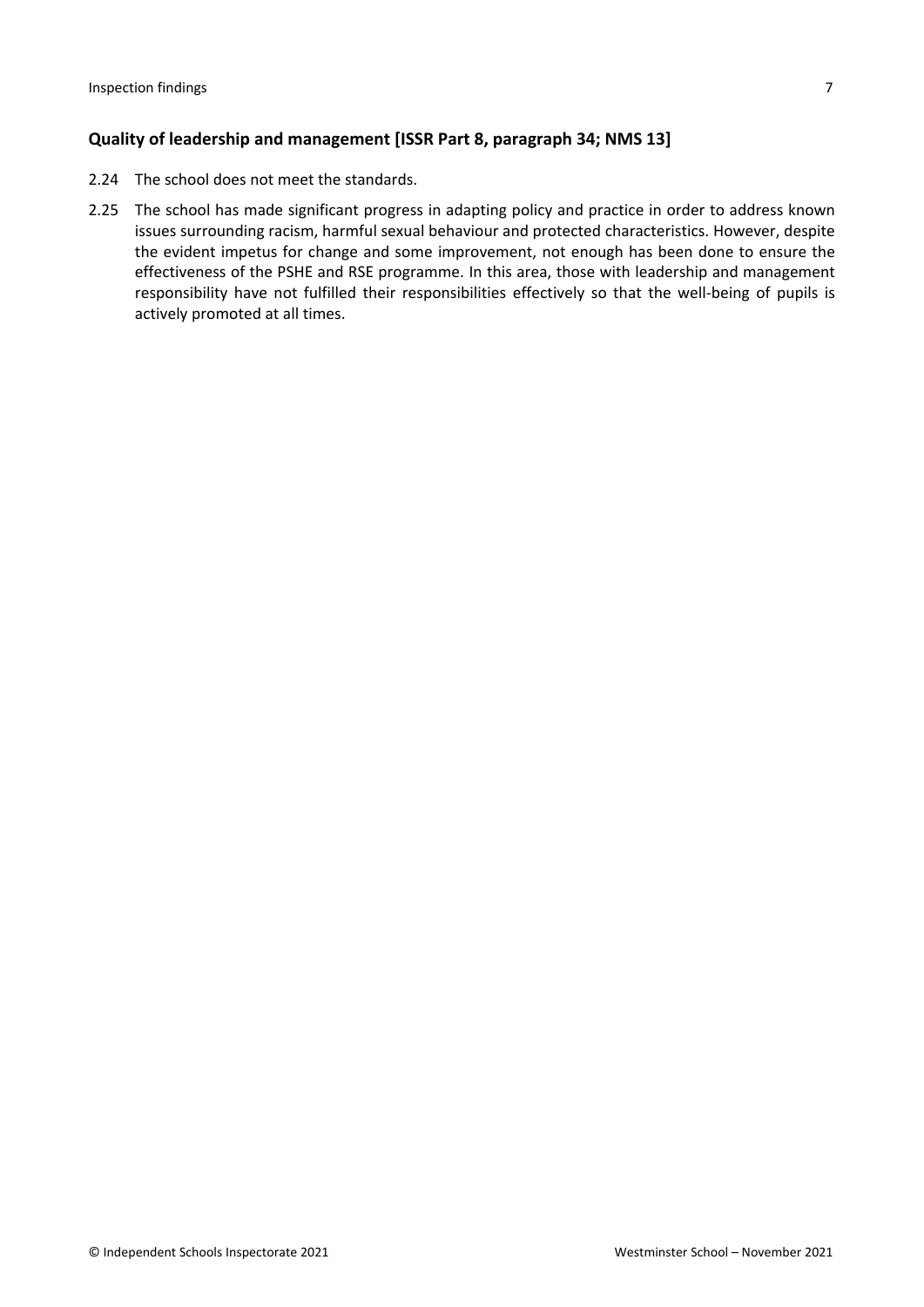### Quality of leadership and management [ISSR Part 8, paragraph 34; NMS 13]

2.24 The school does not meet the standards.

2.25 The school has made significant progress in adapting policy and practice in order to address known issues surrounding racism, harmful sexual behaviour and protected characteristics. However, despite the evident impetus for change and some improvement, not enough has been done to ensure the effectiveness of the PSHE and RSE programme. In this area, those with leadership and management responsibility have not fulfilled their responsibilities effectively so that the well-being of pupils is actively promoted at all times.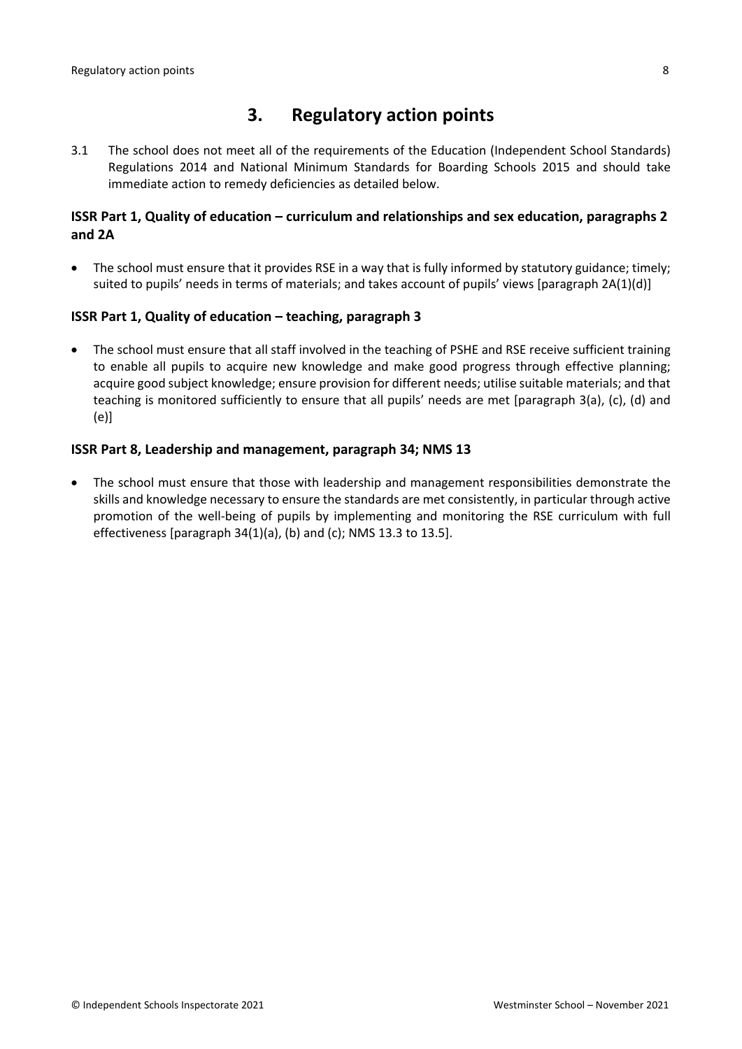## 3. Regulatory action points

3.1 The school does not meet all of the requirements of the Education (Independent School Standards) Regulations 2014 and National Minimum Standards for Boarding Schools 2015 and should take immediate action to remedy deficiencies as detailed below.

### ISSR Part 1, Quality of education – curriculum and relationships and sex education, paragraphs 2 and 2A

- The school must ensure that it provides RSE in a way that is fully informed by statutory guidance; timely; suited to pupils' needs in terms of materials; and takes account of pupils' views [paragraph 2A(1)(d)]

### ISSR Part 1, Quality of education – teaching, paragraph 3

- The school must ensure that all staff involved in the teaching of PSHE and RSE receive sufficient training to enable all pupils to acquire new knowledge and make good progress through effective planning; acquire good subject knowledge; ensure provision for different needs; utilise suitable materials; and that teaching is monitored sufficiently to ensure that all pupils' needs are met [paragraph 3(a), (c), (d) and (e)]

### ISSR Part 8, Leadership and management, paragraph 34; NMS 13

- The school must ensure that those with leadership and management responsibilities demonstrate the skills and knowledge necessary to ensure the standards are met consistently, in particular through active promotion of the well-being of pupils by implementing and monitoring the RSE curriculum with full effectiveness [paragraph 34(1)(a), (b) and (c); NMS 13.3 to 13.5].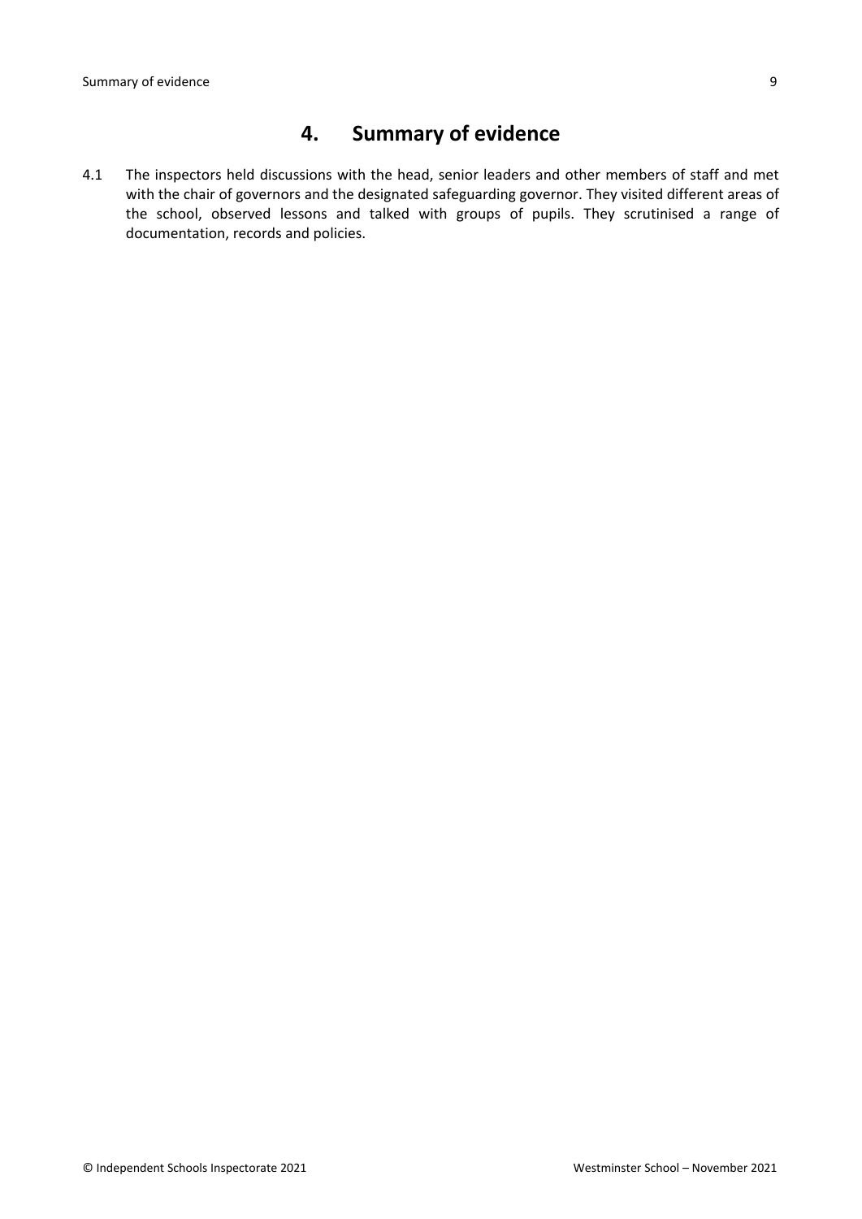## 4. Summary of evidence

4.1 The inspectors held discussions with the head, senior leaders and other members of staff and met with the chair of governors and the designated safeguarding governor. They visited different areas of the school, observed lessons and talked with groups of pupils. They scrutinised a range of documentation, records and policies.